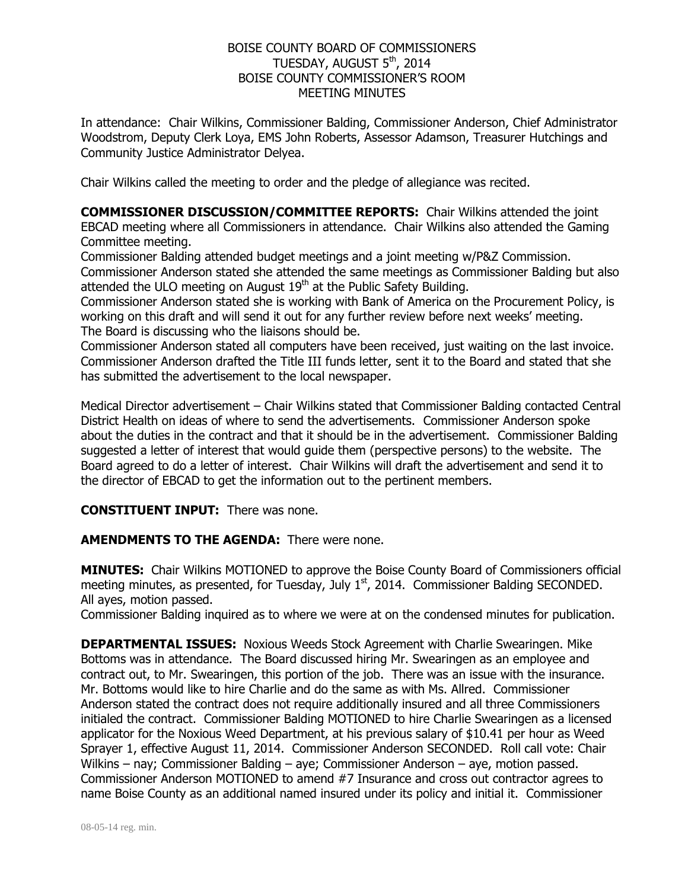# BOISE COUNTY BOARD OF COMMISSIONERS
# TUESDAY, AUGUST 5th, 2014
# BOISE COUNTY COMMISSIONER'S ROOM
# MEETING MINUTES

In attendance: Chair Wilkins, Commissioner Balding, Commissioner Anderson, Chief Administrator Woodstrom, Deputy Clerk Loya, EMS John Roberts, Assessor Adamson, Treasurer Hutchings and Community Justice Administrator Delyea.

Chair Wilkins called the meeting to order and the pledge of allegiance was recited.

**COMMISSIONER DISCUSSION/COMMITTEE REPORTS:** Chair Wilkins attended the joint EBCAD meeting where all Commissioners in attendance. Chair Wilkins also attended the Gaming Committee meeting.

Commissioner Balding attended budget meetings and a joint meeting w/P&Z Commission.

Commissioner Anderson stated she attended the same meetings as Commissioner Balding but also attended the ULO meeting on August 19th at the Public Safety Building.

Commissioner Anderson stated she is working with Bank of America on the Procurement Policy, is working on this draft and will send it out for any further review before next weeks' meeting.

The Board is discussing who the liaisons should be.

Commissioner Anderson stated all computers have been received, just waiting on the last invoice.

Commissioner Anderson drafted the Title III funds letter, sent it to the Board and stated that she has submitted the advertisement to the local newspaper.

Medical Director advertisement – Chair Wilkins stated that Commissioner Balding contacted Central District Health on ideas of where to send the advertisements. Commissioner Anderson spoke about the duties in the contract and that it should be in the advertisement. Commissioner Balding suggested a letter of interest that would guide them (perspective persons) to the website. The Board agreed to do a letter of interest. Chair Wilkins will draft the advertisement and send it to the director of EBCAD to get the information out to the pertinent members.

**CONSTITUENT INPUT:** There was none.

**AMENDMENTS TO THE AGENDA:** There were none.

**MINUTES:** Chair Wilkins MOTIONED to approve the Boise County Board of Commissioners official meeting minutes, as presented, for Tuesday, July 1st, 2014. Commissioner Balding SECONDED. All ayes, motion passed.

Commissioner Balding inquired as to where we were at on the condensed minutes for publication.

**DEPARTMENTAL ISSUES:** Noxious Weeds Stock Agreement with Charlie Swearingen. Mike Bottoms was in attendance. The Board discussed hiring Mr. Swearingen as an employee and contract out, to Mr. Swearingen, this portion of the job. There was an issue with the insurance. Mr. Bottoms would like to hire Charlie and do the same as with Ms. Allred. Commissioner Anderson stated the contract does not require additionally insured and all three Commissioners initialed the contract. Commissioner Balding MOTIONED to hire Charlie Swearingen as a licensed applicator for the Noxious Weed Department, at his previous salary of $10.41 per hour as Weed Sprayer 1, effective August 11, 2014. Commissioner Anderson SECONDED. Roll call vote: Chair Wilkins – nay; Commissioner Balding – aye; Commissioner Anderson – aye, motion passed. Commissioner Anderson MOTIONED to amend #7 Insurance and cross out contractor agrees to name Boise County as an additional named insured under its policy and initial it. Commissioner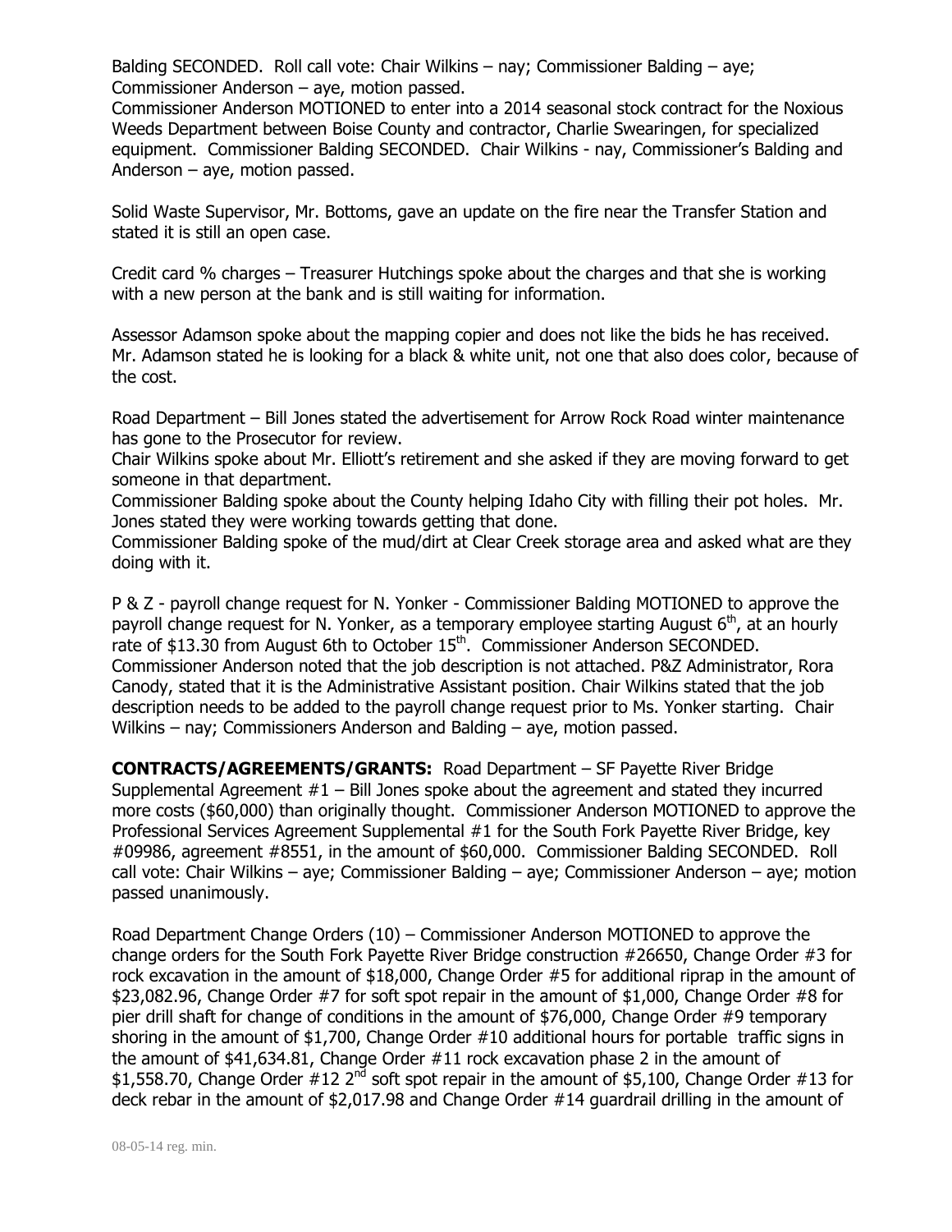Balding SECONDED. Roll call vote: Chair Wilkins – nay; Commissioner Balding – aye; Commissioner Anderson – aye, motion passed.
Commissioner Anderson MOTIONED to enter into a 2014 seasonal stock contract for the Noxious Weeds Department between Boise County and contractor, Charlie Swearingen, for specialized equipment. Commissioner Balding SECONDED. Chair Wilkins - nay, Commissioner's Balding and Anderson – aye, motion passed.

Solid Waste Supervisor, Mr. Bottoms, gave an update on the fire near the Transfer Station and stated it is still an open case.

Credit card % charges – Treasurer Hutchings spoke about the charges and that she is working with a new person at the bank and is still waiting for information.

Assessor Adamson spoke about the mapping copier and does not like the bids he has received. Mr. Adamson stated he is looking for a black & white unit, not one that also does color, because of the cost.

Road Department – Bill Jones stated the advertisement for Arrow Rock Road winter maintenance has gone to the Prosecutor for review.
Chair Wilkins spoke about Mr. Elliott's retirement and she asked if they are moving forward to get someone in that department.
Commissioner Balding spoke about the County helping Idaho City with filling their pot holes. Mr. Jones stated they were working towards getting that done.
Commissioner Balding spoke of the mud/dirt at Clear Creek storage area and asked what are they doing with it.

P & Z - payroll change request for N. Yonker - Commissioner Balding MOTIONED to approve the payroll change request for N. Yonker, as a temporary employee starting August 6th, at an hourly rate of $13.30 from August 6th to October 15th. Commissioner Anderson SECONDED. Commissioner Anderson noted that the job description is not attached. P&Z Administrator, Rora Canody, stated that it is the Administrative Assistant position. Chair Wilkins stated that the job description needs to be added to the payroll change request prior to Ms. Yonker starting. Chair Wilkins – nay; Commissioners Anderson and Balding – aye, motion passed.

**CONTRACTS/AGREEMENTS/GRANTS:** Road Department – SF Payette River Bridge Supplemental Agreement #1 – Bill Jones spoke about the agreement and stated they incurred more costs ($60,000) than originally thought. Commissioner Anderson MOTIONED to approve the Professional Services Agreement Supplemental #1 for the South Fork Payette River Bridge, key #09986, agreement #8551, in the amount of $60,000. Commissioner Balding SECONDED. Roll call vote: Chair Wilkins – aye; Commissioner Balding – aye; Commissioner Anderson – aye; motion passed unanimously.

Road Department Change Orders (10) – Commissioner Anderson MOTIONED to approve the change orders for the South Fork Payette River Bridge construction #26650, Change Order #3 for rock excavation in the amount of $18,000, Change Order #5 for additional riprap in the amount of $23,082.96, Change Order #7 for soft spot repair in the amount of $1,000, Change Order #8 for pier drill shaft for change of conditions in the amount of $76,000, Change Order #9 temporary shoring in the amount of $1,700, Change Order #10 additional hours for portable traffic signs in the amount of $41,634.81, Change Order #11 rock excavation phase 2 in the amount of $1,558.70, Change Order #12 2nd soft spot repair in the amount of $5,100, Change Order #13 for deck rebar in the amount of $2,017.98 and Change Order #14 guardrail drilling in the amount of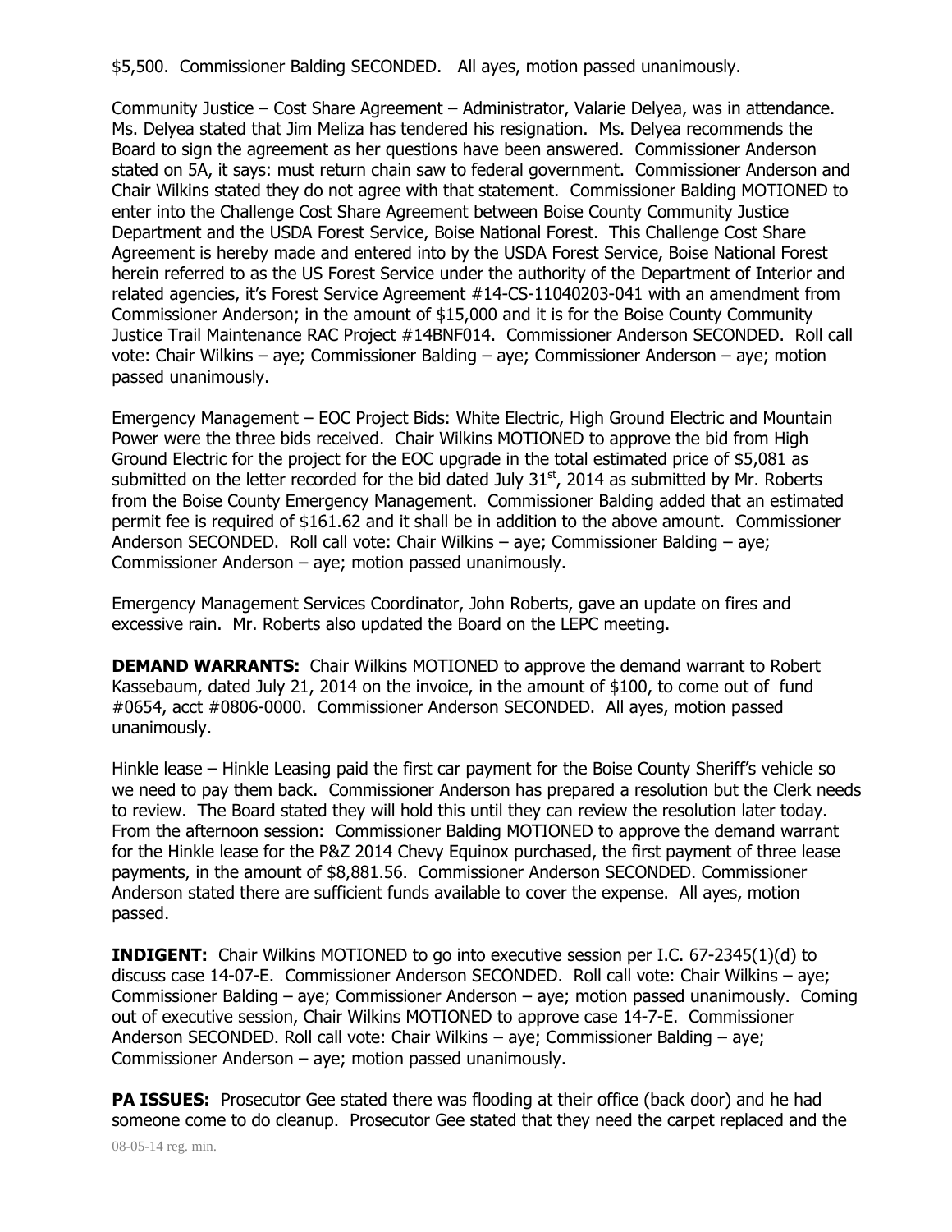$5,500. Commissioner Balding SECONDED. All ayes, motion passed unanimously.

Community Justice – Cost Share Agreement – Administrator, Valarie Delyea, was in attendance. Ms. Delyea stated that Jim Meliza has tendered his resignation. Ms. Delyea recommends the Board to sign the agreement as her questions have been answered. Commissioner Anderson stated on 5A, it says: must return chain saw to federal government. Commissioner Anderson and Chair Wilkins stated they do not agree with that statement. Commissioner Balding MOTIONED to enter into the Challenge Cost Share Agreement between Boise County Community Justice Department and the USDA Forest Service, Boise National Forest. This Challenge Cost Share Agreement is hereby made and entered into by the USDA Forest Service, Boise National Forest herein referred to as the US Forest Service under the authority of the Department of Interior and related agencies, it's Forest Service Agreement #14-CS-11040203-041 with an amendment from Commissioner Anderson; in the amount of $15,000 and it is for the Boise County Community Justice Trail Maintenance RAC Project #14BNF014. Commissioner Anderson SECONDED. Roll call vote: Chair Wilkins – aye; Commissioner Balding – aye; Commissioner Anderson – aye; motion passed unanimously.

Emergency Management – EOC Project Bids: White Electric, High Ground Electric and Mountain Power were the three bids received. Chair Wilkins MOTIONED to approve the bid from High Ground Electric for the project for the EOC upgrade in the total estimated price of $5,081 as submitted on the letter recorded for the bid dated July 31st, 2014 as submitted by Mr. Roberts from the Boise County Emergency Management. Commissioner Balding added that an estimated permit fee is required of $161.62 and it shall be in addition to the above amount. Commissioner Anderson SECONDED. Roll call vote: Chair Wilkins – aye; Commissioner Balding – aye; Commissioner Anderson – aye; motion passed unanimously.

Emergency Management Services Coordinator, John Roberts, gave an update on fires and excessive rain. Mr. Roberts also updated the Board on the LEPC meeting.

**DEMAND WARRANTS:** Chair Wilkins MOTIONED to approve the demand warrant to Robert Kassebaum, dated July 21, 2014 on the invoice, in the amount of $100, to come out of fund #0654, acct #0806-0000. Commissioner Anderson SECONDED. All ayes, motion passed unanimously.

Hinkle lease – Hinkle Leasing paid the first car payment for the Boise County Sheriff's vehicle so we need to pay them back. Commissioner Anderson has prepared a resolution but the Clerk needs to review. The Board stated they will hold this until they can review the resolution later today. From the afternoon session: Commissioner Balding MOTIONED to approve the demand warrant for the Hinkle lease for the P&Z 2014 Chevy Equinox purchased, the first payment of three lease payments, in the amount of $8,881.56. Commissioner Anderson SECONDED. Commissioner Anderson stated there are sufficient funds available to cover the expense. All ayes, motion passed.

**INDIGENT:** Chair Wilkins MOTIONED to go into executive session per I.C. 67-2345(1)(d) to discuss case 14-07-E. Commissioner Anderson SECONDED. Roll call vote: Chair Wilkins – aye; Commissioner Balding – aye; Commissioner Anderson – aye; motion passed unanimously. Coming out of executive session, Chair Wilkins MOTIONED to approve case 14-7-E. Commissioner Anderson SECONDED. Roll call vote: Chair Wilkins – aye; Commissioner Balding – aye; Commissioner Anderson – aye; motion passed unanimously.

**PA ISSUES:** Prosecutor Gee stated there was flooding at their office (back door) and he had someone come to do cleanup. Prosecutor Gee stated that they need the carpet replaced and the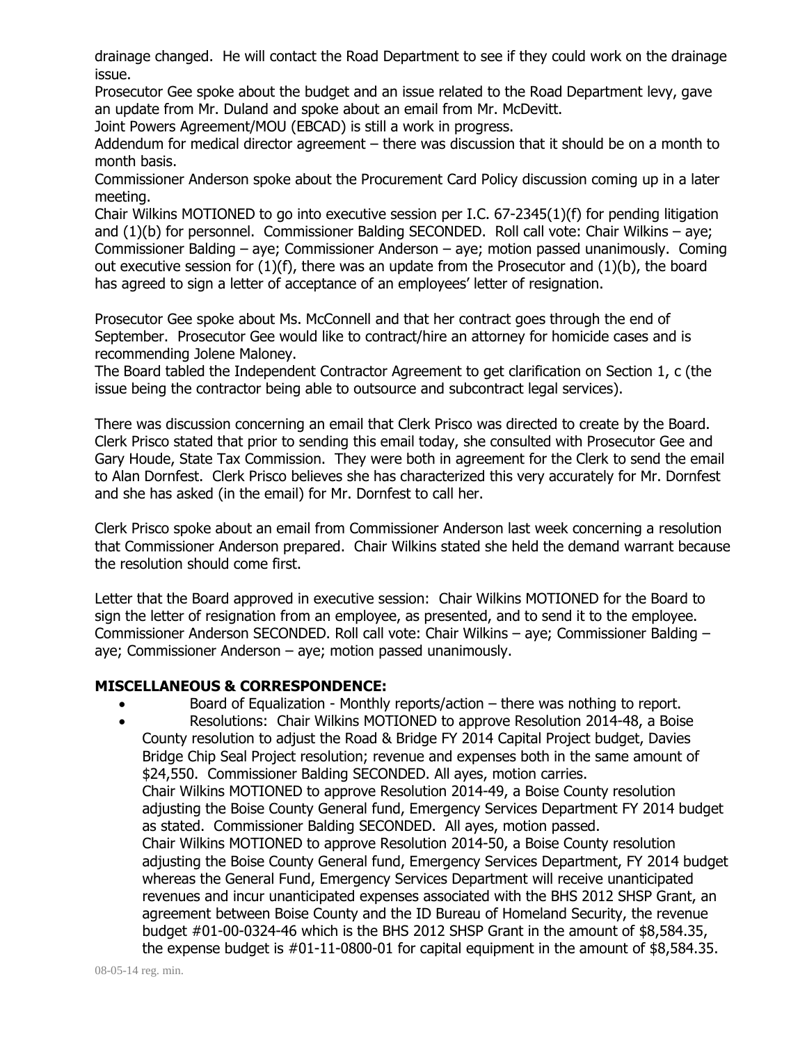drainage changed. He will contact the Road Department to see if they could work on the drainage issue.
Prosecutor Gee spoke about the budget and an issue related to the Road Department levy, gave an update from Mr. Duland and spoke about an email from Mr. McDevitt.
Joint Powers Agreement/MOU (EBCAD) is still a work in progress.
Addendum for medical director agreement – there was discussion that it should be on a month to month basis.
Commissioner Anderson spoke about the Procurement Card Policy discussion coming up in a later meeting.
Chair Wilkins MOTIONED to go into executive session per I.C. 67-2345(1)(f) for pending litigation and (1)(b) for personnel. Commissioner Balding SECONDED. Roll call vote: Chair Wilkins – aye; Commissioner Balding – aye; Commissioner Anderson – aye; motion passed unanimously. Coming out executive session for (1)(f), there was an update from the Prosecutor and (1)(b), the board has agreed to sign a letter of acceptance of an employees' letter of resignation.

Prosecutor Gee spoke about Ms. McConnell and that her contract goes through the end of September. Prosecutor Gee would like to contract/hire an attorney for homicide cases and is recommending Jolene Maloney.
The Board tabled the Independent Contractor Agreement to get clarification on Section 1, c (the issue being the contractor being able to outsource and subcontract legal services).

There was discussion concerning an email that Clerk Prisco was directed to create by the Board. Clerk Prisco stated that prior to sending this email today, she consulted with Prosecutor Gee and Gary Houde, State Tax Commission. They were both in agreement for the Clerk to send the email to Alan Dornfest. Clerk Prisco believes she has characterized this very accurately for Mr. Dornfest and she has asked (in the email) for Mr. Dornfest to call her.

Clerk Prisco spoke about an email from Commissioner Anderson last week concerning a resolution that Commissioner Anderson prepared. Chair Wilkins stated she held the demand warrant because the resolution should come first.

Letter that the Board approved in executive session: Chair Wilkins MOTIONED for the Board to sign the letter of resignation from an employee, as presented, and to send it to the employee. Commissioner Anderson SECONDED. Roll call vote: Chair Wilkins – aye; Commissioner Balding – aye; Commissioner Anderson – aye; motion passed unanimously.

**MISCELLANEOUS & CORRESPONDENCE:**

- Board of Equalization - Monthly reports/action – there was nothing to report.
- Resolutions: Chair Wilkins MOTIONED to approve Resolution 2014-48, a Boise County resolution to adjust the Road & Bridge FY 2014 Capital Project budget, Davies Bridge Chip Seal Project resolution; revenue and expenses both in the same amount of $24,550. Commissioner Balding SECONDED. All ayes, motion carries.
  Chair Wilkins MOTIONED to approve Resolution 2014-49, a Boise County resolution adjusting the Boise County General fund, Emergency Services Department FY 2014 budget as stated. Commissioner Balding SECONDED. All ayes, motion passed.
  Chair Wilkins MOTIONED to approve Resolution 2014-50, a Boise County resolution adjusting the Boise County General fund, Emergency Services Department, FY 2014 budget whereas the General Fund, Emergency Services Department will receive unanticipated revenues and incur unanticipated expenses associated with the BHS 2012 SHSP Grant, an agreement between Boise County and the ID Bureau of Homeland Security, the revenue budget #01-00-0324-46 which is the BHS 2012 SHSP Grant in the amount of $8,584.35, the expense budget is #01-11-0800-01 for capital equipment in the amount of $8,584.35.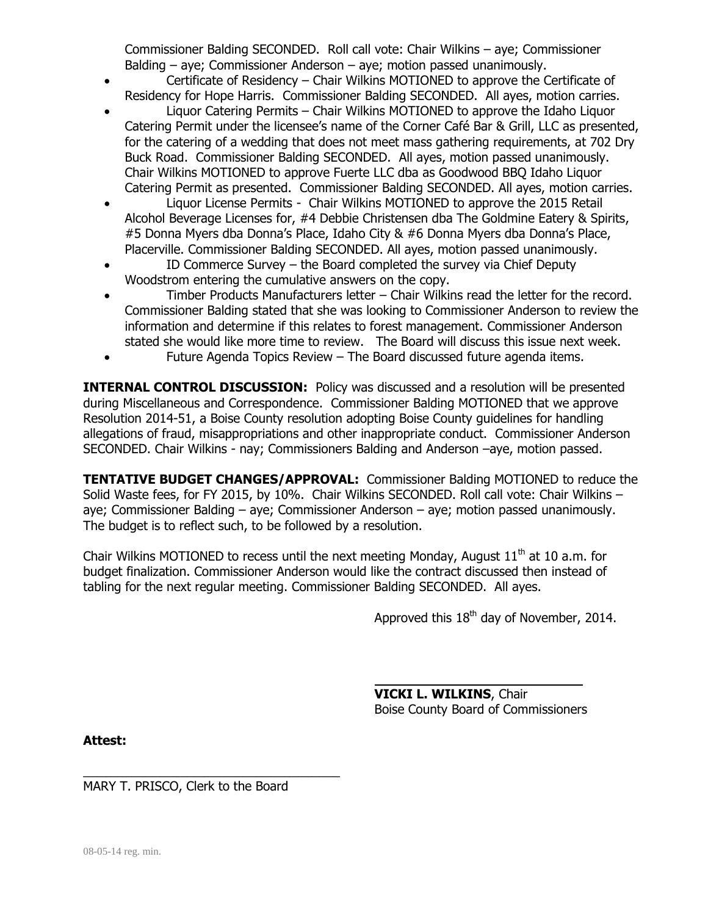Commissioner Balding SECONDED. Roll call vote: Chair Wilkins – aye; Commissioner Balding – aye; Commissioner Anderson – aye; motion passed unanimously.

- Certificate of Residency – Chair Wilkins MOTIONED to approve the Certificate of Residency for Hope Harris. Commissioner Balding SECONDED. All ayes, motion carries.
- Liquor Catering Permits – Chair Wilkins MOTIONED to approve the Idaho Liquor Catering Permit under the licensee's name of the Corner Café Bar & Grill, LLC as presented, for the catering of a wedding that does not meet mass gathering requirements, at 702 Dry Buck Road. Commissioner Balding SECONDED. All ayes, motion passed unanimously. Chair Wilkins MOTIONED to approve Fuerte LLC dba as Goodwood BBQ Idaho Liquor Catering Permit as presented. Commissioner Balding SECONDED. All ayes, motion carries.
- Liquor License Permits - Chair Wilkins MOTIONED to approve the 2015 Retail Alcohol Beverage Licenses for, #4 Debbie Christensen dba The Goldmine Eatery & Spirits, #5 Donna Myers dba Donna's Place, Idaho City & #6 Donna Myers dba Donna's Place, Placerville. Commissioner Balding SECONDED. All ayes, motion passed unanimously.
- ID Commerce Survey – the Board completed the survey via Chief Deputy Woodstrom entering the cumulative answers on the copy.
- Timber Products Manufacturers letter – Chair Wilkins read the letter for the record. Commissioner Balding stated that she was looking to Commissioner Anderson to review the information and determine if this relates to forest management. Commissioner Anderson stated she would like more time to review. The Board will discuss this issue next week.
- Future Agenda Topics Review – The Board discussed future agenda items.

**INTERNAL CONTROL DISCUSSION:** Policy was discussed and a resolution will be presented during Miscellaneous and Correspondence. Commissioner Balding MOTIONED that we approve Resolution 2014-51, a Boise County resolution adopting Boise County guidelines for handling allegations of fraud, misappropriations and other inappropriate conduct. Commissioner Anderson SECONDED. Chair Wilkins - nay; Commissioners Balding and Anderson –aye, motion passed.

**TENTATIVE BUDGET CHANGES/APPROVAL:** Commissioner Balding MOTIONED to reduce the Solid Waste fees, for FY 2015, by 10%. Chair Wilkins SECONDED. Roll call vote: Chair Wilkins – aye; Commissioner Balding – aye; Commissioner Anderson – aye; motion passed unanimously. The budget is to reflect such, to be followed by a resolution.

Chair Wilkins MOTIONED to recess until the next meeting Monday, August 11th at 10 a.m. for budget finalization. Commissioner Anderson would like the contract discussed then instead of tabling for the next regular meeting. Commissioner Balding SECONDED. All ayes.

Approved this 18th day of November, 2014.

\_\_\_\_\_\_\_\_\_\_\_\_\_\_\_\_\_\_\_\_\_\_\_\_\_\_\_\_\_\_

**VICKI L. WILKINS**, Chair
Boise County Board of Commissioners

**Attest:**

\_\_\_\_\_\_\_\_\_\_\_\_\_\_\_\_\_\_\_\_\_\_\_\_\_\_\_\_\_\_\_\_\_\_\_\_

MARY T. PRISCO, Clerk to the Board

08-05-14 reg. min.